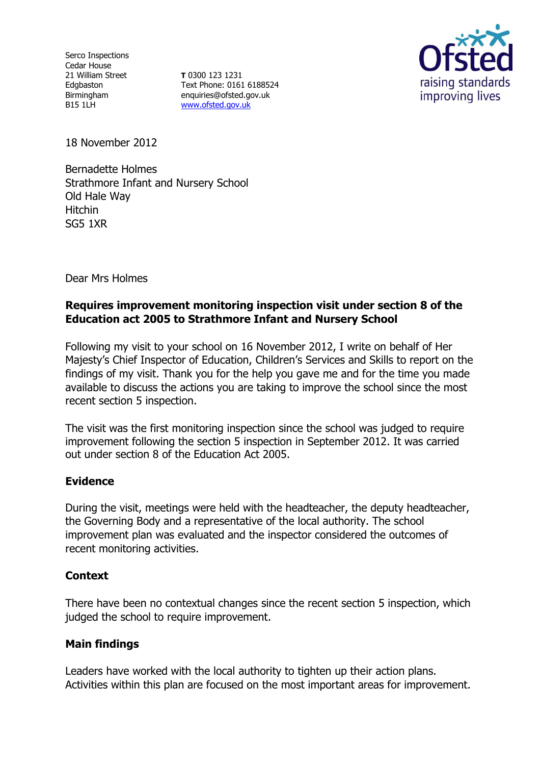Serco Inspections
Cedar House
21 William Street
Edgbaston
Birmingham
B15 1LH

**T** 0300 123 1231
Text Phone: 0161 6188524
enquiries@ofsted.gov.uk
www.ofsted.gov.uk

18 November 2012

Bernadette Holmes
Strathmore Infant and Nursery School
Old Hale Way
Hitchin
SG5 1XR

Dear Mrs Holmes

**Requires improvement monitoring inspection visit under section 8 of the Education act 2005 to Strathmore Infant and Nursery School**

Following my visit to your school on 16 November 2012, I write on behalf of Her Majesty's Chief Inspector of Education, Children's Services and Skills to report on the findings of my visit. Thank you for the help you gave me and for the time you made available to discuss the actions you are taking to improve the school since the most recent section 5 inspection.

The visit was the first monitoring inspection since the school was judged to require improvement following the section 5 inspection in September 2012. It was carried out under section 8 of the Education Act 2005.

## Evidence

During the visit, meetings were held with the headteacher, the deputy headteacher, the Governing Body and a representative of the local authority. The school improvement plan was evaluated and the inspector considered the outcomes of recent monitoring activities.

## Context

There have been no contextual changes since the recent section 5 inspection, which judged the school to require improvement.

## Main findings

Leaders have worked with the local authority to tighten up their action plans. Activities within this plan are focused on the most important areas for improvement.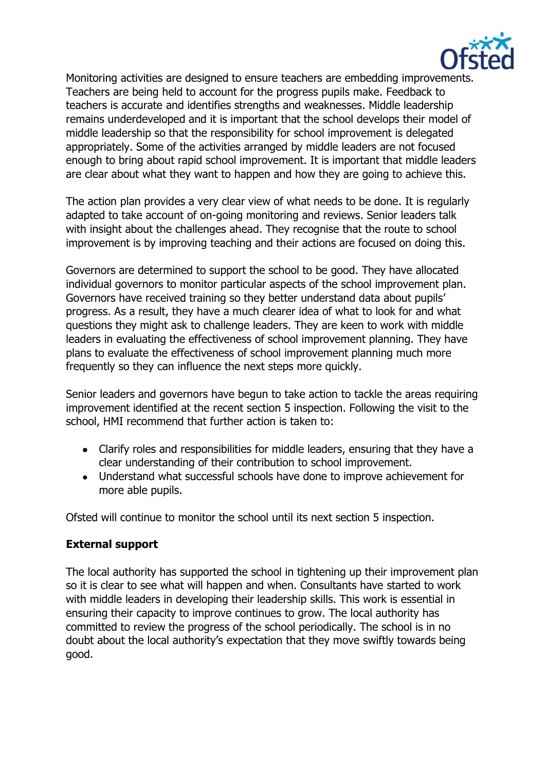Monitoring activities are designed to ensure teachers are embedding improvements. Teachers are being held to account for the progress pupils make. Feedback to teachers is accurate and identifies strengths and weaknesses. Middle leadership remains underdeveloped and it is important that the school develops their model of middle leadership so that the responsibility for school improvement is delegated appropriately. Some of the activities arranged by middle leaders are not focused enough to bring about rapid school improvement. It is important that middle leaders are clear about what they want to happen and how they are going to achieve this.

The action plan provides a very clear view of what needs to be done. It is regularly adapted to take account of on-going monitoring and reviews. Senior leaders talk with insight about the challenges ahead. They recognise that the route to school improvement is by improving teaching and their actions are focused on doing this.

Governors are determined to support the school to be good. They have allocated individual governors to monitor particular aspects of the school improvement plan. Governors have received training so they better understand data about pupils' progress. As a result, they have a much clearer idea of what to look for and what questions they might ask to challenge leaders. They are keen to work with middle leaders in evaluating the effectiveness of school improvement planning. They have plans to evaluate the effectiveness of school improvement planning much more frequently so they can influence the next steps more quickly.

Senior leaders and governors have begun to take action to tackle the areas requiring improvement identified at the recent section 5 inspection. Following the visit to the school, HMI recommend that further action is taken to:

- Clarify roles and responsibilities for middle leaders, ensuring that they have a clear understanding of their contribution to school improvement.
- Understand what successful schools have done to improve achievement for more able pupils.

Ofsted will continue to monitor the school until its next section 5 inspection.

**External support**

The local authority has supported the school in tightening up their improvement plan so it is clear to see what will happen and when. Consultants have started to work with middle leaders in developing their leadership skills. This work is essential in ensuring their capacity to improve continues to grow. The local authority has committed to review the progress of the school periodically. The school is in no doubt about the local authority's expectation that they move swiftly towards being good.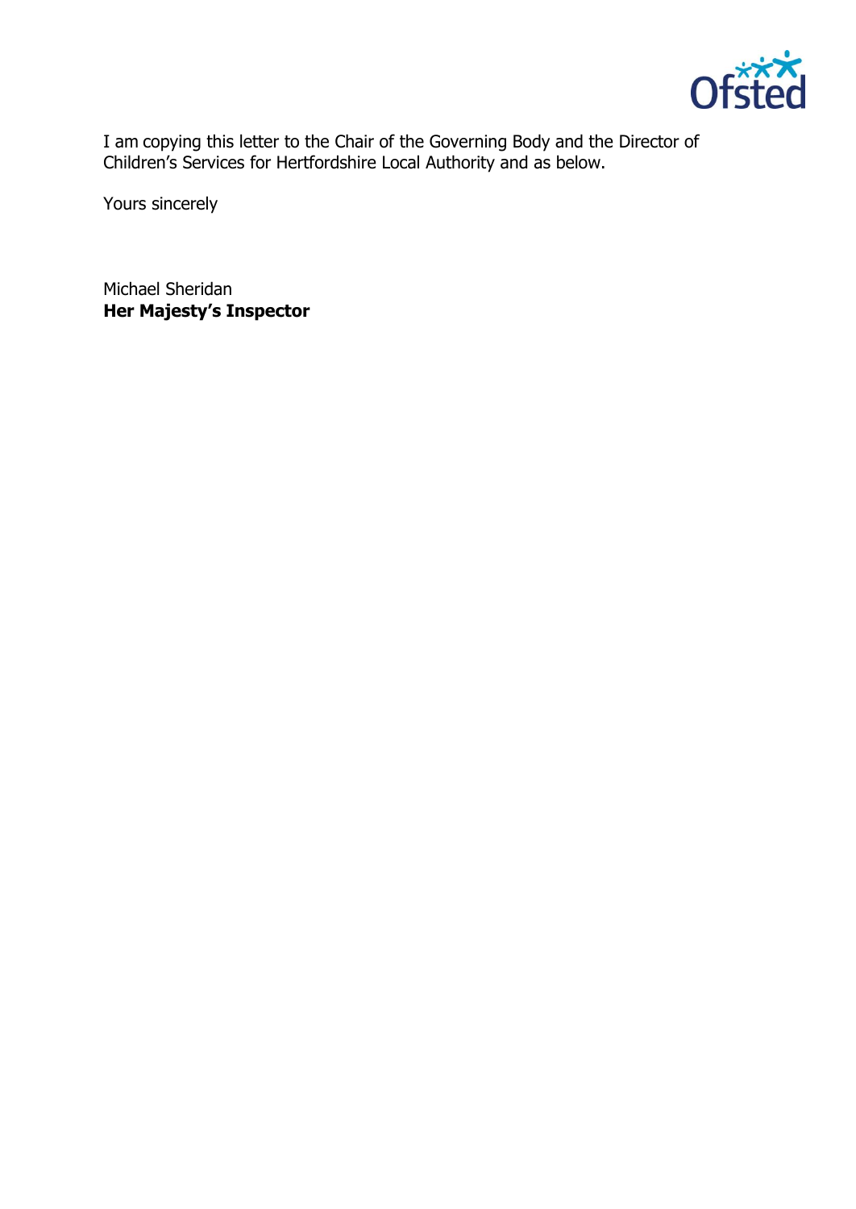I am copying this letter to the Chair of the Governing Body and the Director of Children's Services for Hertfordshire Local Authority and as below.

Yours sincerely

Michael Sheridan
**Her Majesty's Inspector**